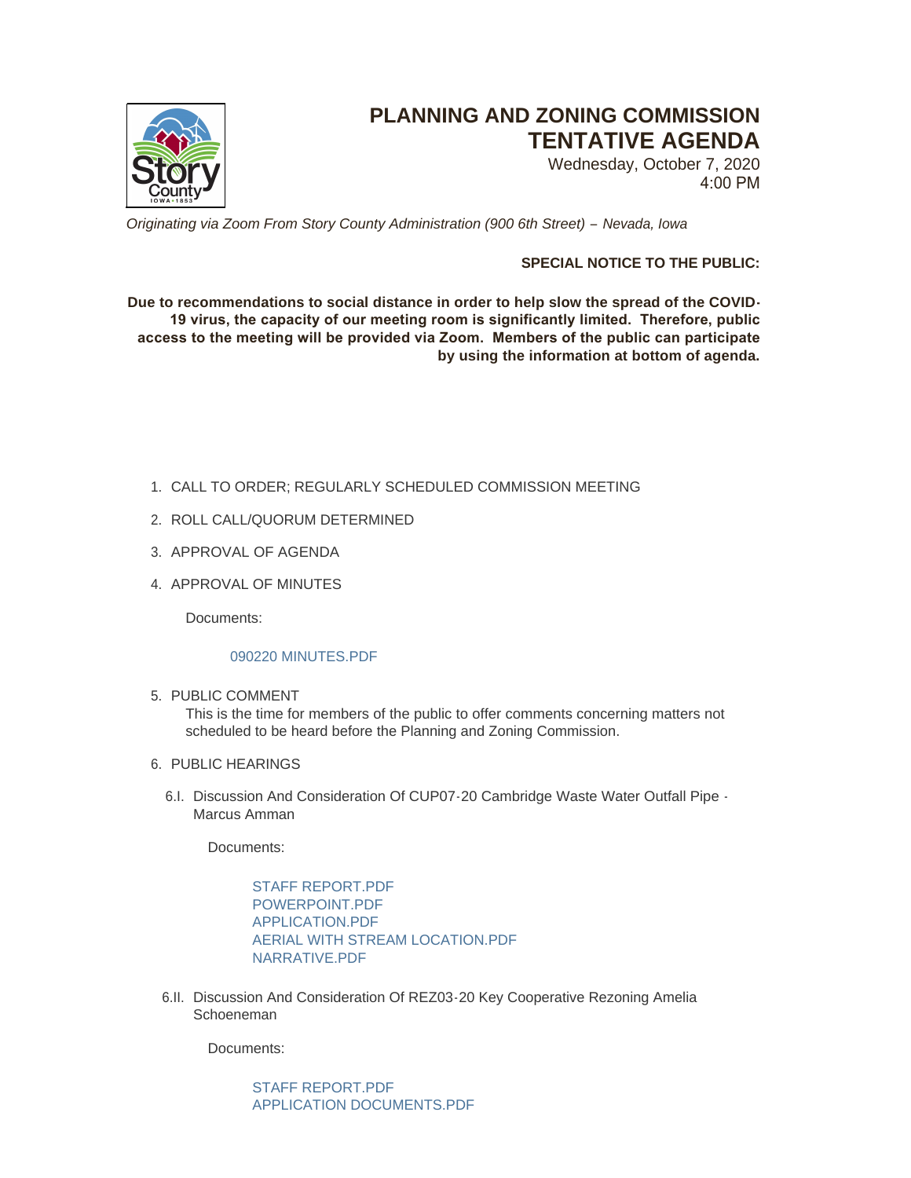# PLANNING AND ZONING COMMISSION TENTATIVE AGENDA

Wednesday, October 7, 2020
4:00 PM

*Originating via Zoom From Story County Administration (900 6th Street) – Nevada, Iowa*

**SPECIAL NOTICE TO THE PUBLIC:**

**Due to recommendations to social distance in order to help slow the spread of the COVID-19 virus, the capacity of our meeting room is significantly limited. Therefore, public access to the meeting will be provided via Zoom. Members of the public can participate by using the information at bottom of agenda.**

1. CALL TO ORDER; REGULARLY SCHEDULED COMMISSION MEETING
2. ROLL CALL/QUORUM DETERMINED
3. APPROVAL OF AGENDA
4. APPROVAL OF MINUTES

   Documents:

   090220 MINUTES.PDF

5. PUBLIC COMMENT

   This is the time for members of the public to offer comments concerning matters not scheduled to be heard before the Planning and Zoning Commission.

6. PUBLIC HEARINGS

   6.I. Discussion And Consideration Of CUP07-20 Cambridge Waste Water Outfall Pipe - Marcus Amman

   Documents:

   STAFF REPORT.PDF
   POWERPOINT.PDF
   APPLICATION.PDF
   AERIAL WITH STREAM LOCATION.PDF
   NARRATIVE.PDF

   6.II. Discussion And Consideration Of REZ03-20 Key Cooperative Rezoning Amelia Schoeneman

   Documents:

   STAFF REPORT.PDF
   APPLICATION DOCUMENTS.PDF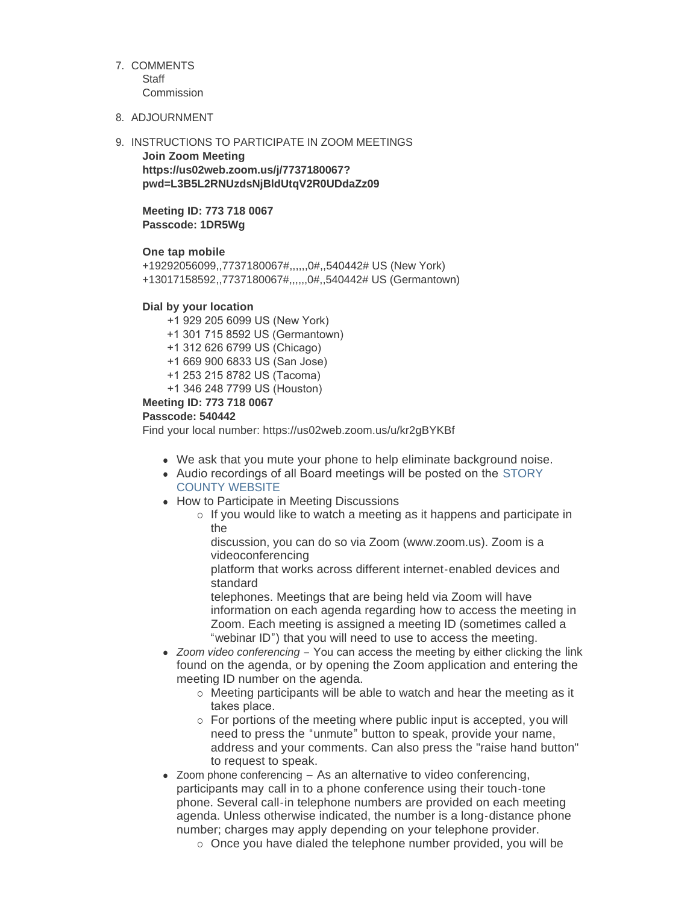7. COMMENTS
   Staff
   Commission

8. ADJOURNMENT

9. INSTRUCTIONS TO PARTICIPATE IN ZOOM MEETINGS

   **Join Zoom Meeting**
   **https://us02web.zoom.us/j/7737180067?pwd=L3B5L2RNUzdsNjBldUtqV2R0UDdaZz09**

   **Meeting ID: 773 718 0067**
   **Passcode: 1DR5Wg**

   **One tap mobile**
   +19292056099,,7737180067#,,,,,,0#,,540442# US (New York)
   +13017158592,,7737180067#,,,,,,0#,,540442# US (Germantown)

   **Dial by your location**
   +1 929 205 6099 US (New York)
   +1 301 715 8592 US (Germantown)
   +1 312 626 6799 US (Chicago)
   +1 669 900 6833 US (San Jose)
   +1 253 215 8782 US (Tacoma)
   +1 346 248 7799 US (Houston)
   **Meeting ID: 773 718 0067**
   **Passcode: 540442**
   Find your local number: https://us02web.zoom.us/u/kr2gBYKBf

   - We ask that you mute your phone to help eliminate background noise.
   - Audio recordings of all Board meetings will be posted on the STORY COUNTY WEBSITE
   - How to Participate in Meeting Discussions
     - If you would like to watch a meeting as it happens and participate in the discussion, you can do so via Zoom (www.zoom.us). Zoom is a videoconferencing platform that works across different internet-enabled devices and standard telephones. Meetings that are being held via Zoom will have information on each agenda regarding how to access the meeting in Zoom. Each meeting is assigned a meeting ID (sometimes called a "webinar ID") that you will need to use to access the meeting.
   - *Zoom video conferencing* – You can access the meeting by either clicking the link found on the agenda, or by opening the Zoom application and entering the meeting ID number on the agenda.
     - Meeting participants will be able to watch and hear the meeting as it takes place.
     - For portions of the meeting where public input is accepted, you will need to press the "unmute" button to speak, provide your name, address and your comments. Can also press the "raise hand button" to request to speak.
   - Zoom phone conferencing – As an alternative to video conferencing, participants may call in to a phone conference using their touch-tone phone. Several call-in telephone numbers are provided on each meeting agenda. Unless otherwise indicated, the number is a long-distance phone number; charges may apply depending on your telephone provider.
     - Once you have dialed the telephone number provided, you will be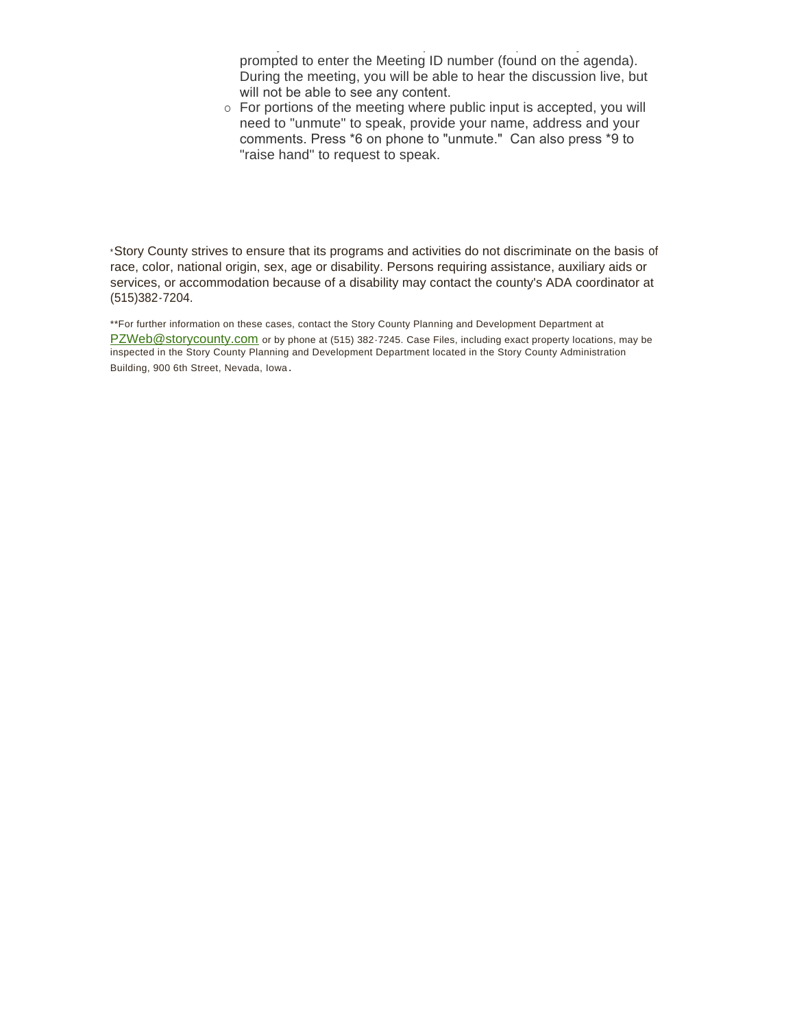- prompted to enter the Meeting ID number (found on the agenda). During the meeting, you will be able to hear the discussion live, but will not be able to see any content.
- For portions of the meeting where public input is accepted, you will need to "unmute" to speak, provide your name, address and your comments. Press *6 on phone to "unmute." Can also press *9 to "raise hand" to request to speak.

*Story County strives to ensure that its programs and activities do not discriminate on the basis of race, color, national origin, sex, age or disability. Persons requiring assistance, auxiliary aids or services, or accommodation because of a disability may contact the county's ADA coordinator at (515)382-7204.

**For further information on these cases, contact the Story County Planning and Development Department at PZWeb@storycounty.com or by phone at (515) 382-7245. Case Files, including exact property locations, may be inspected in the Story County Planning and Development Department located in the Story County Administration Building, 900 6th Street, Nevada, Iowa.